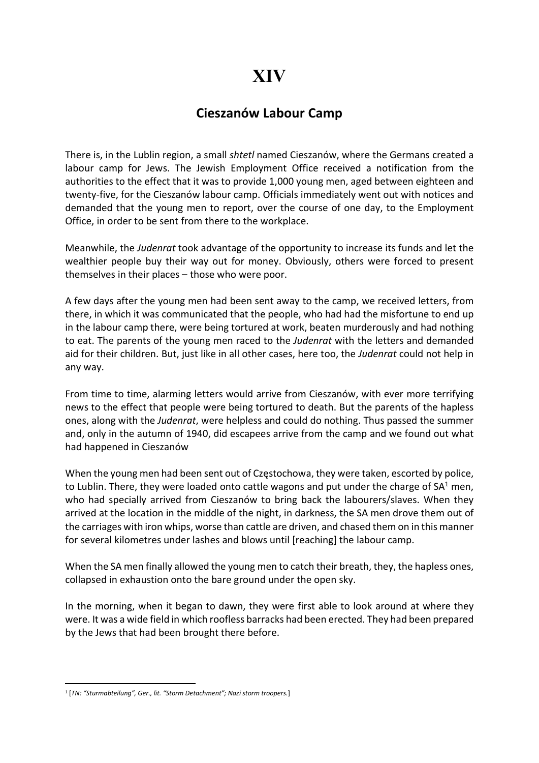# XIV

## Cieszanów Labour Camp

There is, in the Lublin region, a small *shtetl* named Cieszanów, where the Germans created a labour camp for Jews. The Jewish Employment Office received a notification from the authorities to the effect that it was to provide 1,000 young men, aged between eighteen and twenty-five, for the Cieszanów labour camp. Officials immediately went out with notices and demanded that the young men to report, over the course of one day, to the Employment Office, in order to be sent from there to the workplace.

Meanwhile, the *Judenrat* took advantage of the opportunity to increase its funds and let the wealthier people buy their way out for money. Obviously, others were forced to present themselves in their places – those who were poor.

A few days after the young men had been sent away to the camp, we received letters, from there, in which it was communicated that the people, who had had the misfortune to end up in the labour camp there, were being tortured at work, beaten murderously and had nothing to eat. The parents of the young men raced to the *Judenrat* with the letters and demanded aid for their children. But, just like in all other cases, here too, the *Judenrat* could not help in any way.

From time to time, alarming letters would arrive from Cieszanów, with ever more terrifying news to the effect that people were being tortured to death. But the parents of the hapless ones, along with the *Judenrat*, were helpless and could do nothing. Thus passed the summer and, only in the autumn of 1940, did escapees arrive from the camp and we found out what had happened in Cieszanów

When the young men had been sent out of Częstochowa, they were taken, escorted by police, to Lublin. There, they were loaded onto cattle wagons and put under the charge of SA[1] men, who had specially arrived from Cieszanów to bring back the labourers/slaves. When they arrived at the location in the middle of the night, in darkness, the SA men drove them out of the carriages with iron whips, worse than cattle are driven, and chased them on in this manner for several kilometres under lashes and blows until [reaching] the labour camp.

When the SA men finally allowed the young men to catch their breath, they, the hapless ones, collapsed in exhaustion onto the bare ground under the open sky.

In the morning, when it began to dawn, they were first able to look around at where they were. It was a wide field in which roofless barracks had been erected. They had been prepared by the Jews that had been brought there before.

---

[1] [*TN: "Sturmabteilung", Ger., lit. "Storm Detachment"; Nazi storm troopers.*]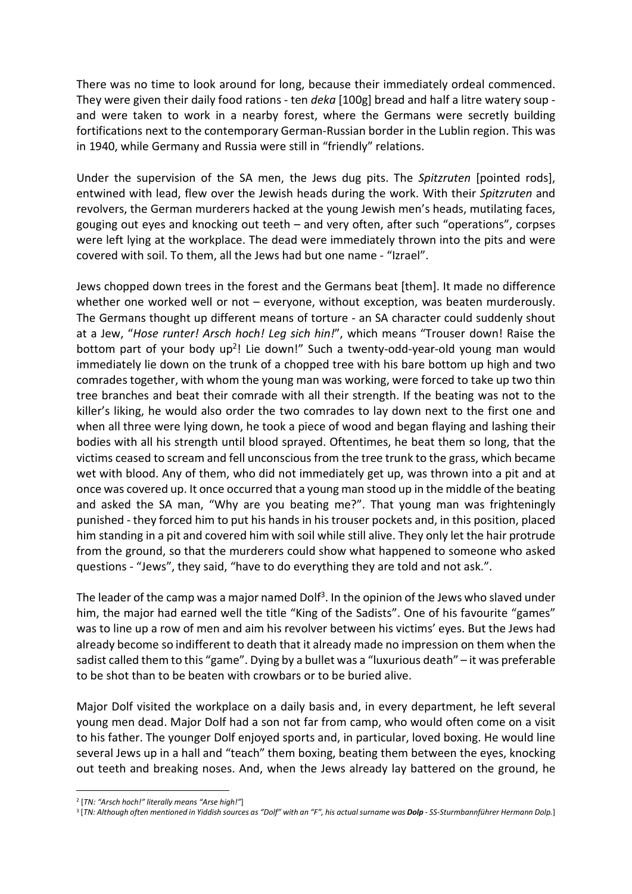There was no time to look around for long, because their immediately ordeal commenced. They were given their daily food rations - ten *deka* [100g] bread and half a litre watery soup - and were taken to work in a nearby forest, where the Germans were secretly building fortifications next to the contemporary German-Russian border in the Lublin region. This was in 1940, while Germany and Russia were still in "friendly" relations.

Under the supervision of the SA men, the Jews dug pits. The *Spitzruten* [pointed rods], entwined with lead, flew over the Jewish heads during the work. With their *Spitzruten* and revolvers, the German murderers hacked at the young Jewish men's heads, mutilating faces, gouging out eyes and knocking out teeth – and very often, after such "operations", corpses were left lying at the workplace. The dead were immediately thrown into the pits and were covered with soil. To them, all the Jews had but one name - "Izrael".

Jews chopped down trees in the forest and the Germans beat [them]. It made no difference whether one worked well or not – everyone, without exception, was beaten murderously. The Germans thought up different means of torture - an SA character could suddenly shout at a Jew, "*Hose runter! Arsch hoch! Leg sich hin!*", which means "Trouser down! Raise the bottom part of your body up[2]! Lie down!" Such a twenty-odd-year-old young man would immediately lie down on the trunk of a chopped tree with his bare bottom up high and two comrades together, with whom the young man was working, were forced to take up two thin tree branches and beat their comrade with all their strength. If the beating was not to the killer's liking, he would also order the two comrades to lay down next to the first one and when all three were lying down, he took a piece of wood and began flaying and lashing their bodies with all his strength until blood sprayed. Oftentimes, he beat them so long, that the victims ceased to scream and fell unconscious from the tree trunk to the grass, which became wet with blood. Any of them, who did not immediately get up, was thrown into a pit and at once was covered up. It once occurred that a young man stood up in the middle of the beating and asked the SA man, "Why are you beating me?". That young man was frighteningly punished - they forced him to put his hands in his trouser pockets and, in this position, placed him standing in a pit and covered him with soil while still alive. They only let the hair protrude from the ground, so that the murderers could show what happened to someone who asked questions - "Jews", they said, "have to do everything they are told and not ask.".

The leader of the camp was a major named Dolf[3]. In the opinion of the Jews who slaved under him, the major had earned well the title "King of the Sadists". One of his favourite "games" was to line up a row of men and aim his revolver between his victims' eyes. But the Jews had already become so indifferent to death that it already made no impression on them when the sadist called them to this "game". Dying by a bullet was a "luxurious death" – it was preferable to be shot than to be beaten with crowbars or to be buried alive.

Major Dolf visited the workplace on a daily basis and, in every department, he left several young men dead. Major Dolf had a son not far from camp, who would often come on a visit to his father. The younger Dolf enjoyed sports and, in particular, loved boxing. He would line several Jews up in a hall and "teach" them boxing, beating them between the eyes, knocking out teeth and breaking noses. And, when the Jews already lay battered on the ground, he

---

[2] [*TN: "Arsch hoch!" literally means "Arse high!"*]

[3] [*TN: Although often mentioned in Yiddish sources as "Dolf" with an "F", his actual surname was* ***Dolp*** *- SS-Sturmbannführer Hermann Dolp.*]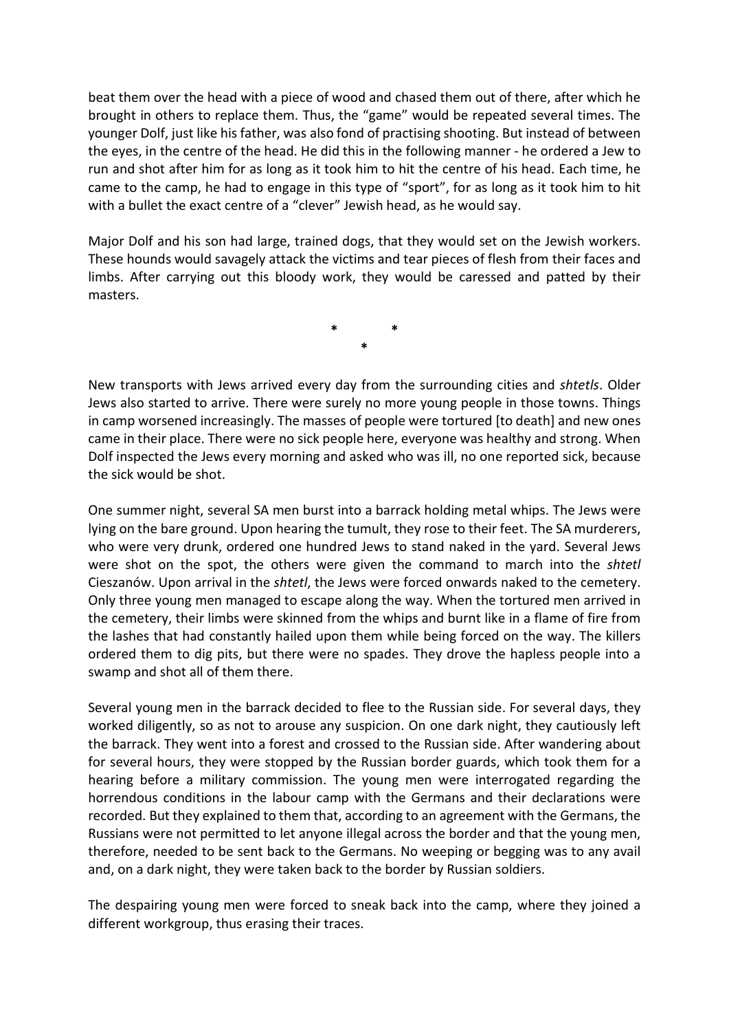beat them over the head with a piece of wood and chased them out of there, after which he brought in others to replace them. Thus, the "game" would be repeated several times. The younger Dolf, just like his father, was also fond of practising shooting. But instead of between the eyes, in the centre of the head. He did this in the following manner - he ordered a Jew to run and shot after him for as long as it took him to hit the centre of his head. Each time, he came to the camp, he had to engage in this type of "sport", for as long as it took him to hit with a bullet the exact centre of a "clever" Jewish head, as he would say.

Major Dolf and his son had large, trained dogs, that they would set on the Jewish workers. These hounds would savagely attack the victims and tear pieces of flesh from their faces and limbs. After carrying out this bloody work, they would be caressed and patted by their masters.

\* \* \*

New transports with Jews arrived every day from the surrounding cities and *shtetls*. Older Jews also started to arrive. There were surely no more young people in those towns. Things in camp worsened increasingly. The masses of people were tortured [to death] and new ones came in their place. There were no sick people here, everyone was healthy and strong. When Dolf inspected the Jews every morning and asked who was ill, no one reported sick, because the sick would be shot.

One summer night, several SA men burst into a barrack holding metal whips. The Jews were lying on the bare ground. Upon hearing the tumult, they rose to their feet. The SA murderers, who were very drunk, ordered one hundred Jews to stand naked in the yard. Several Jews were shot on the spot, the others were given the command to march into the *shtetl* Cieszanów. Upon arrival in the *shtetl*, the Jews were forced onwards naked to the cemetery. Only three young men managed to escape along the way. When the tortured men arrived in the cemetery, their limbs were skinned from the whips and burnt like in a flame of fire from the lashes that had constantly hailed upon them while being forced on the way. The killers ordered them to dig pits, but there were no spades. They drove the hapless people into a swamp and shot all of them there.

Several young men in the barrack decided to flee to the Russian side. For several days, they worked diligently, so as not to arouse any suspicion. On one dark night, they cautiously left the barrack. They went into a forest and crossed to the Russian side. After wandering about for several hours, they were stopped by the Russian border guards, which took them for a hearing before a military commission. The young men were interrogated regarding the horrendous conditions in the labour camp with the Germans and their declarations were recorded. But they explained to them that, according to an agreement with the Germans, the Russians were not permitted to let anyone illegal across the border and that the young men, therefore, needed to be sent back to the Germans. No weeping or begging was to any avail and, on a dark night, they were taken back to the border by Russian soldiers.

The despairing young men were forced to sneak back into the camp, where they joined a different workgroup, thus erasing their traces.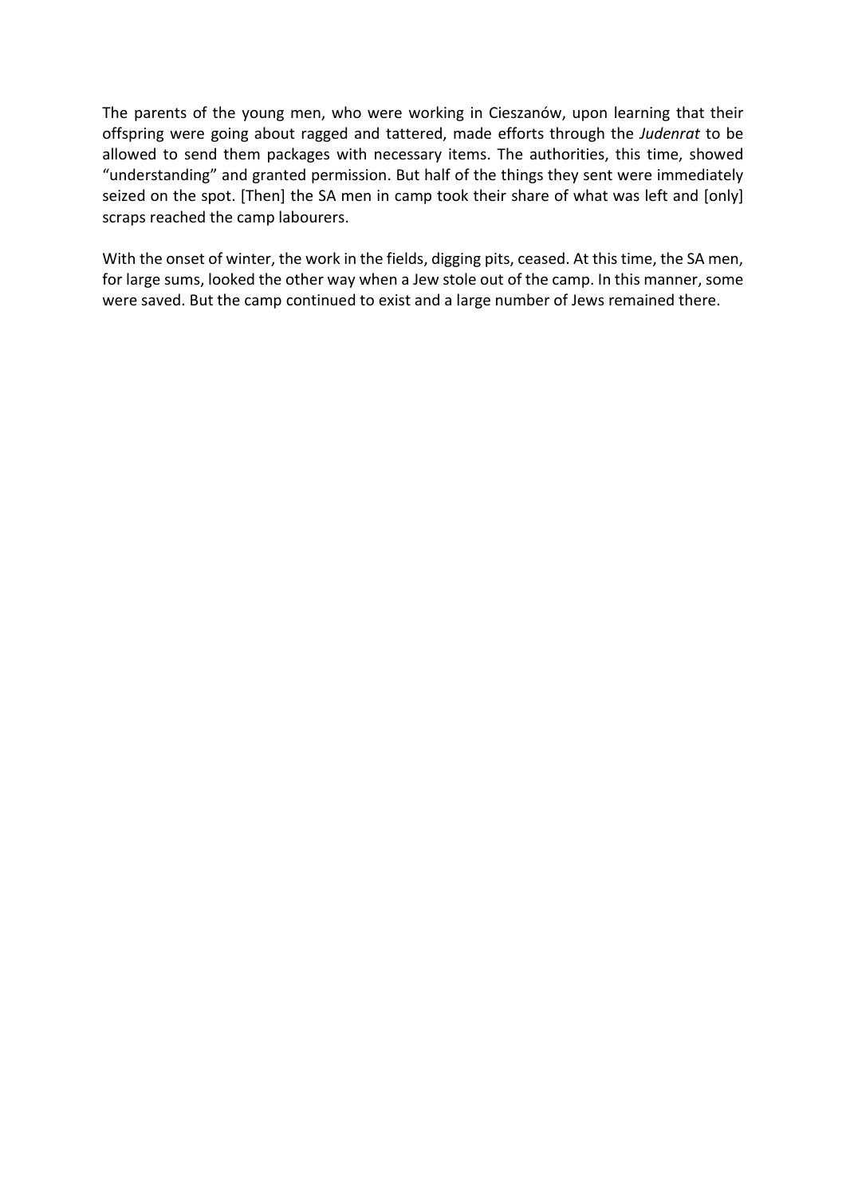The parents of the young men, who were working in Cieszanów, upon learning that their offspring were going about ragged and tattered, made efforts through the *Judenrat* to be allowed to send them packages with necessary items. The authorities, this time, showed "understanding" and granted permission. But half of the things they sent were immediately seized on the spot. [Then] the SA men in camp took their share of what was left and [only] scraps reached the camp labourers.

With the onset of winter, the work in the fields, digging pits, ceased. At this time, the SA men, for large sums, looked the other way when a Jew stole out of the camp. In this manner, some were saved. But the camp continued to exist and a large number of Jews remained there.